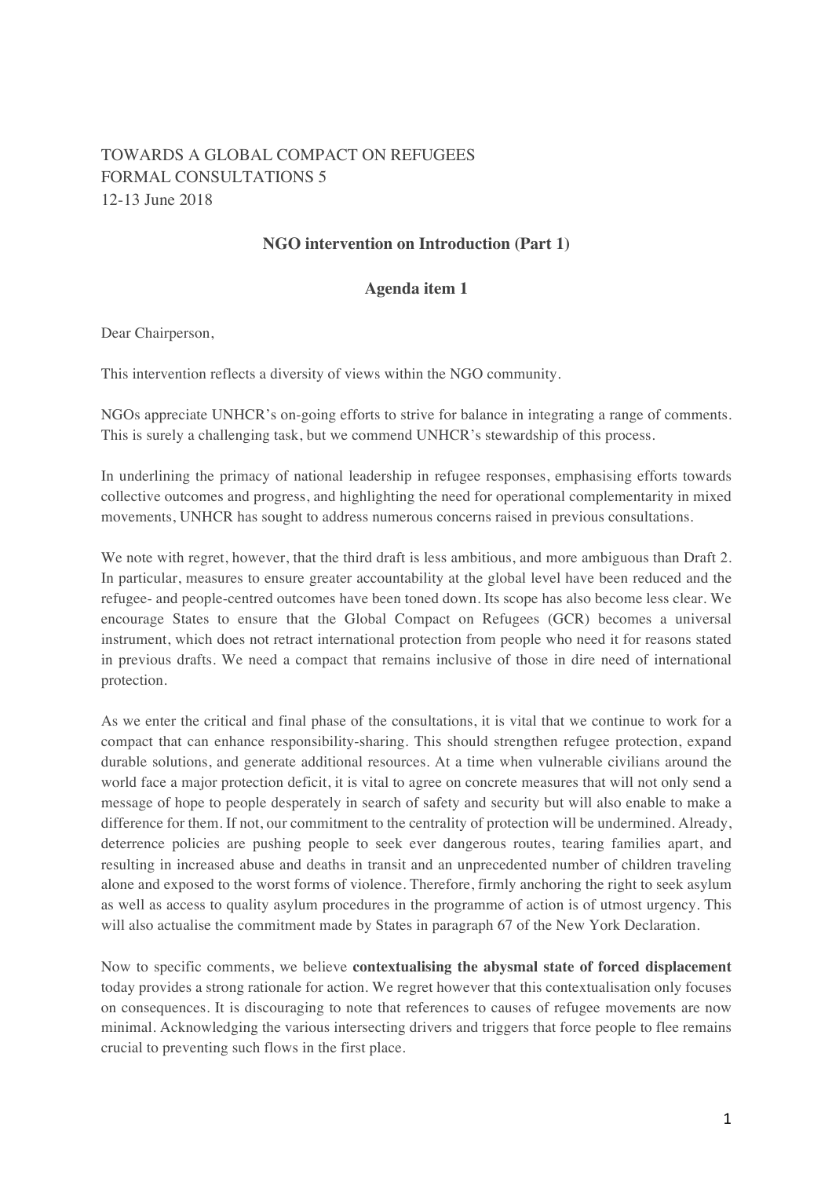TOWARDS A GLOBAL COMPACT ON REFUGEES
FORMAL CONSULTATIONS 5
12-13 June 2018

**NGO intervention on Introduction (Part 1)**

**Agenda item 1**

Dear Chairperson,

This intervention reflects a diversity of views within the NGO community.

NGOs appreciate UNHCR's on-going efforts to strive for balance in integrating a range of comments. This is surely a challenging task, but we commend UNHCR's stewardship of this process.

In underlining the primacy of national leadership in refugee responses, emphasising efforts towards collective outcomes and progress, and highlighting the need for operational complementarity in mixed movements, UNHCR has sought to address numerous concerns raised in previous consultations.

We note with regret, however, that the third draft is less ambitious, and more ambiguous than Draft 2. In particular, measures to ensure greater accountability at the global level have been reduced and the refugee- and people-centred outcomes have been toned down. Its scope has also become less clear. We encourage States to ensure that the Global Compact on Refugees (GCR) becomes a universal instrument, which does not retract international protection from people who need it for reasons stated in previous drafts. We need a compact that remains inclusive of those in dire need of international protection.

As we enter the critical and final phase of the consultations, it is vital that we continue to work for a compact that can enhance responsibility-sharing. This should strengthen refugee protection, expand durable solutions, and generate additional resources. At a time when vulnerable civilians around the world face a major protection deficit, it is vital to agree on concrete measures that will not only send a message of hope to people desperately in search of safety and security but will also enable to make a difference for them. If not, our commitment to the centrality of protection will be undermined. Already, deterrence policies are pushing people to seek ever dangerous routes, tearing families apart, and resulting in increased abuse and deaths in transit and an unprecedented number of children traveling alone and exposed to the worst forms of violence. Therefore, firmly anchoring the right to seek asylum as well as access to quality asylum procedures in the programme of action is of utmost urgency. This will also actualise the commitment made by States in paragraph 67 of the New York Declaration.

Now to specific comments, we believe **contextualising the abysmal state of forced displacement** today provides a strong rationale for action. We regret however that this contextualisation only focuses on consequences. It is discouraging to note that references to causes of refugee movements are now minimal. Acknowledging the various intersecting drivers and triggers that force people to flee remains crucial to preventing such flows in the first place.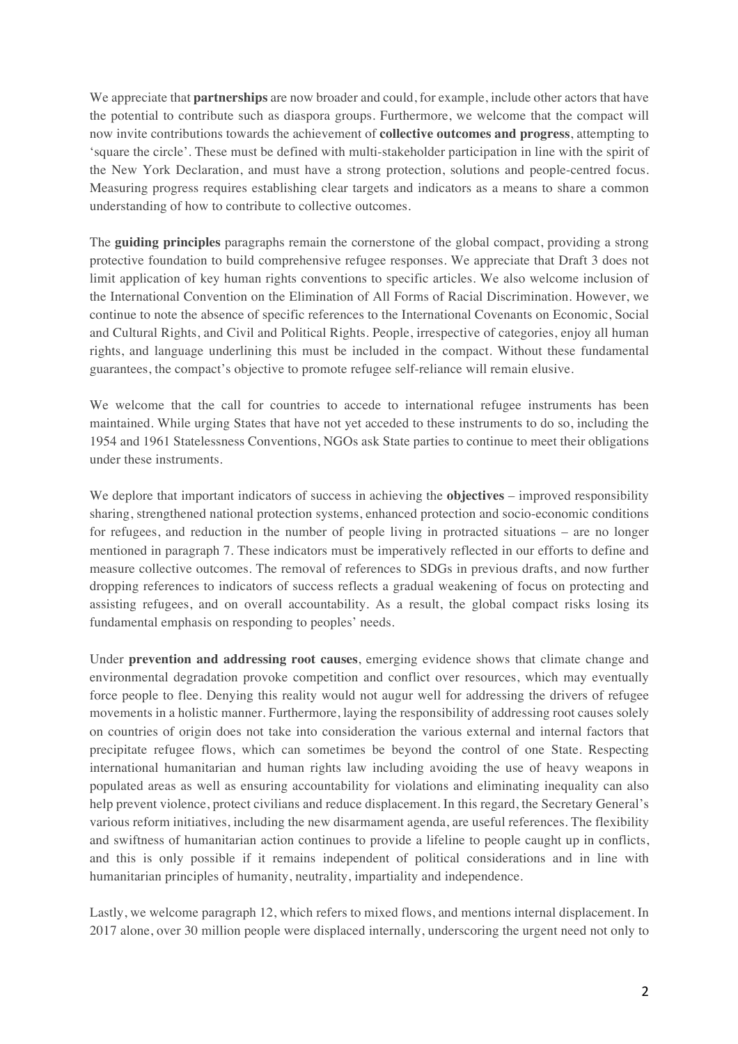We appreciate that **partnerships** are now broader and could, for example, include other actors that have the potential to contribute such as diaspora groups. Furthermore, we welcome that the compact will now invite contributions towards the achievement of **collective outcomes and progress**, attempting to 'square the circle'. These must be defined with multi-stakeholder participation in line with the spirit of the New York Declaration, and must have a strong protection, solutions and people-centred focus. Measuring progress requires establishing clear targets and indicators as a means to share a common understanding of how to contribute to collective outcomes.

The **guiding principles** paragraphs remain the cornerstone of the global compact, providing a strong protective foundation to build comprehensive refugee responses. We appreciate that Draft 3 does not limit application of key human rights conventions to specific articles. We also welcome inclusion of the International Convention on the Elimination of All Forms of Racial Discrimination. However, we continue to note the absence of specific references to the International Covenants on Economic, Social and Cultural Rights, and Civil and Political Rights. People, irrespective of categories, enjoy all human rights, and language underlining this must be included in the compact. Without these fundamental guarantees, the compact's objective to promote refugee self-reliance will remain elusive.

We welcome that the call for countries to accede to international refugee instruments has been maintained. While urging States that have not yet acceded to these instruments to do so, including the 1954 and 1961 Statelessness Conventions, NGOs ask State parties to continue to meet their obligations under these instruments.

We deplore that important indicators of success in achieving the **objectives** – improved responsibility sharing, strengthened national protection systems, enhanced protection and socio-economic conditions for refugees, and reduction in the number of people living in protracted situations – are no longer mentioned in paragraph 7. These indicators must be imperatively reflected in our efforts to define and measure collective outcomes. The removal of references to SDGs in previous drafts, and now further dropping references to indicators of success reflects a gradual weakening of focus on protecting and assisting refugees, and on overall accountability. As a result, the global compact risks losing its fundamental emphasis on responding to peoples' needs.

Under **prevention and addressing root causes**, emerging evidence shows that climate change and environmental degradation provoke competition and conflict over resources, which may eventually force people to flee. Denying this reality would not augur well for addressing the drivers of refugee movements in a holistic manner. Furthermore, laying the responsibility of addressing root causes solely on countries of origin does not take into consideration the various external and internal factors that precipitate refugee flows, which can sometimes be beyond the control of one State. Respecting international humanitarian and human rights law including avoiding the use of heavy weapons in populated areas as well as ensuring accountability for violations and eliminating inequality can also help prevent violence, protect civilians and reduce displacement. In this regard, the Secretary General's various reform initiatives, including the new disarmament agenda, are useful references. The flexibility and swiftness of humanitarian action continues to provide a lifeline to people caught up in conflicts, and this is only possible if it remains independent of political considerations and in line with humanitarian principles of humanity, neutrality, impartiality and independence.

Lastly, we welcome paragraph 12, which refers to mixed flows, and mentions internal displacement. In 2017 alone, over 30 million people were displaced internally, underscoring the urgent need not only to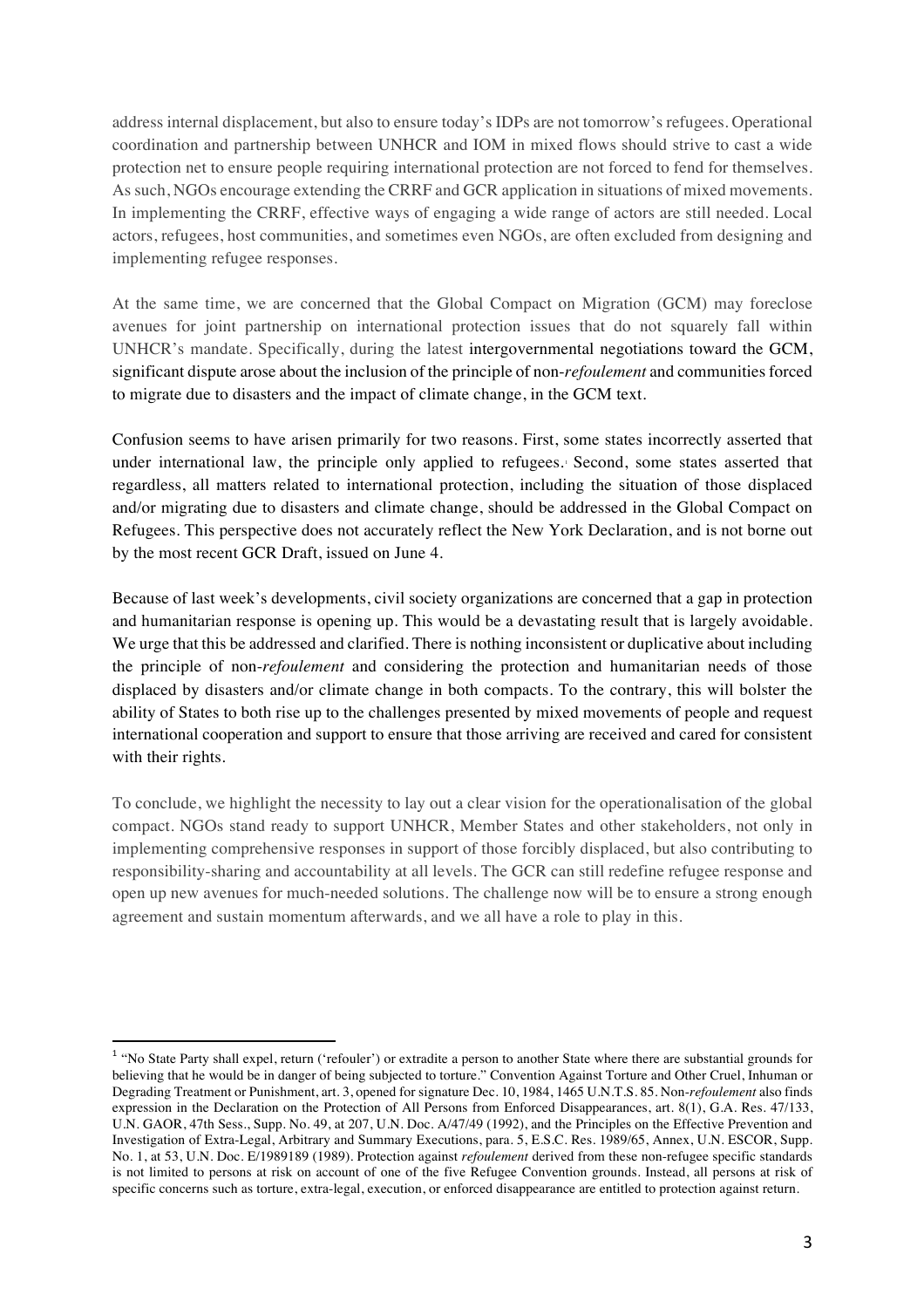address internal displacement, but also to ensure today's IDPs are not tomorrow's refugees. Operational coordination and partnership between UNHCR and IOM in mixed flows should strive to cast a wide protection net to ensure people requiring international protection are not forced to fend for themselves. As such, NGOs encourage extending the CRRF and GCR application in situations of mixed movements. In implementing the CRRF, effective ways of engaging a wide range of actors are still needed. Local actors, refugees, host communities, and sometimes even NGOs, are often excluded from designing and implementing refugee responses.

At the same time, we are concerned that the Global Compact on Migration (GCM) may foreclose avenues for joint partnership on international protection issues that do not squarely fall within UNHCR's mandate. Specifically, during the latest intergovernmental negotiations toward the GCM, significant dispute arose about the inclusion of the principle of non-*refoulement* and communities forced to migrate due to disasters and the impact of climate change, in the GCM text.

Confusion seems to have arisen primarily for two reasons. First, some states incorrectly asserted that under international law, the principle only applied to refugees.[1] Second, some states asserted that regardless, all matters related to international protection, including the situation of those displaced and/or migrating due to disasters and climate change, should be addressed in the Global Compact on Refugees. This perspective does not accurately reflect the New York Declaration, and is not borne out by the most recent GCR Draft, issued on June 4.

Because of last week's developments, civil society organizations are concerned that a gap in protection and humanitarian response is opening up. This would be a devastating result that is largely avoidable. We urge that this be addressed and clarified. There is nothing inconsistent or duplicative about including the principle of non-*refoulement* and considering the protection and humanitarian needs of those displaced by disasters and/or climate change in both compacts. To the contrary, this will bolster the ability of States to both rise up to the challenges presented by mixed movements of people and request international cooperation and support to ensure that those arriving are received and cared for consistent with their rights.

To conclude, we highlight the necessity to lay out a clear vision for the operationalisation of the global compact. NGOs stand ready to support UNHCR, Member States and other stakeholders, not only in implementing comprehensive responses in support of those forcibly displaced, but also contributing to responsibility-sharing and accountability at all levels. The GCR can still redefine refugee response and open up new avenues for much-needed solutions. The challenge now will be to ensure a strong enough agreement and sustain momentum afterwards, and we all have a role to play in this.

---

[1] "No State Party shall expel, return ('refouler') or extradite a person to another State where there are substantial grounds for believing that he would be in danger of being subjected to torture." Convention Against Torture and Other Cruel, Inhuman or Degrading Treatment or Punishment, art. 3, opened for signature Dec. 10, 1984, 1465 U.N.T.S. 85. Non-*refoulement* also finds expression in the Declaration on the Protection of All Persons from Enforced Disappearances, art. 8(1), G.A. Res. 47/133, U.N. GAOR, 47th Sess., Supp. No. 49, at 207, U.N. Doc. A/47/49 (1992), and the Principles on the Effective Prevention and Investigation of Extra-Legal, Arbitrary and Summary Executions, para. 5, E.S.C. Res. 1989/65, Annex, U.N. ESCOR, Supp. No. 1, at 53, U.N. Doc. E/1989189 (1989). Protection against *refoulement* derived from these non-refugee specific standards is not limited to persons at risk on account of one of the five Refugee Convention grounds. Instead, all persons at risk of specific concerns such as torture, extra-legal, execution, or enforced disappearance are entitled to protection against return.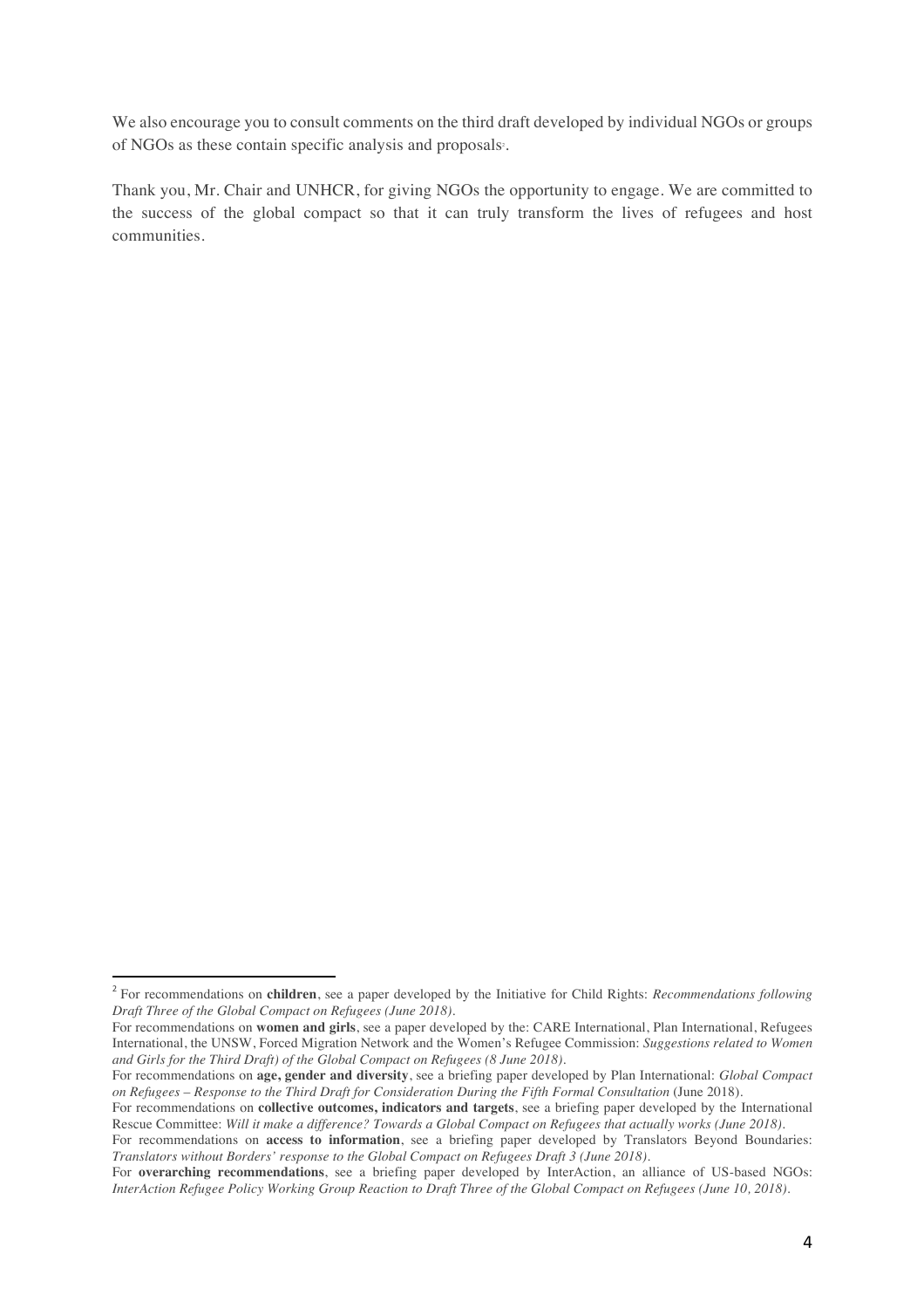We also encourage you to consult comments on the third draft developed by individual NGOs or groups of NGOs as these contain specific analysis and proposals[2].

Thank you, Mr. Chair and UNHCR, for giving NGOs the opportunity to engage. We are committed to the success of the global compact so that it can truly transform the lives of refugees and host communities.

---

[2] For recommendations on **children**, see a paper developed by the Initiative for Child Rights: *Recommendations following Draft Three of the Global Compact on Refugees (June 2018)*.

For recommendations on **women and girls**, see a paper developed by the: CARE International, Plan International, Refugees International, the UNSW, Forced Migration Network and the Women's Refugee Commission: *Suggestions related to Women and Girls for the Third Draft) of the Global Compact on Refugees (8 June 2018)*.

For recommendations on **age, gender and diversity**, see a briefing paper developed by Plan International: *Global Compact on Refugees – Response to the Third Draft for Consideration During the Fifth Formal Consultation* (June 2018).

For recommendations on **collective outcomes, indicators and targets**, see a briefing paper developed by the International Rescue Committee: *Will it make a difference? Towards a Global Compact on Refugees that actually works (June 2018)*.

For recommendations on **access to information**, see a briefing paper developed by Translators Beyond Boundaries: *Translators without Borders' response to the Global Compact on Refugees Draft 3 (June 2018)*.

For **overarching recommendations**, see a briefing paper developed by InterAction, an alliance of US-based NGOs: *InterAction Refugee Policy Working Group Reaction to Draft Three of the Global Compact on Refugees (June 10, 2018)*.